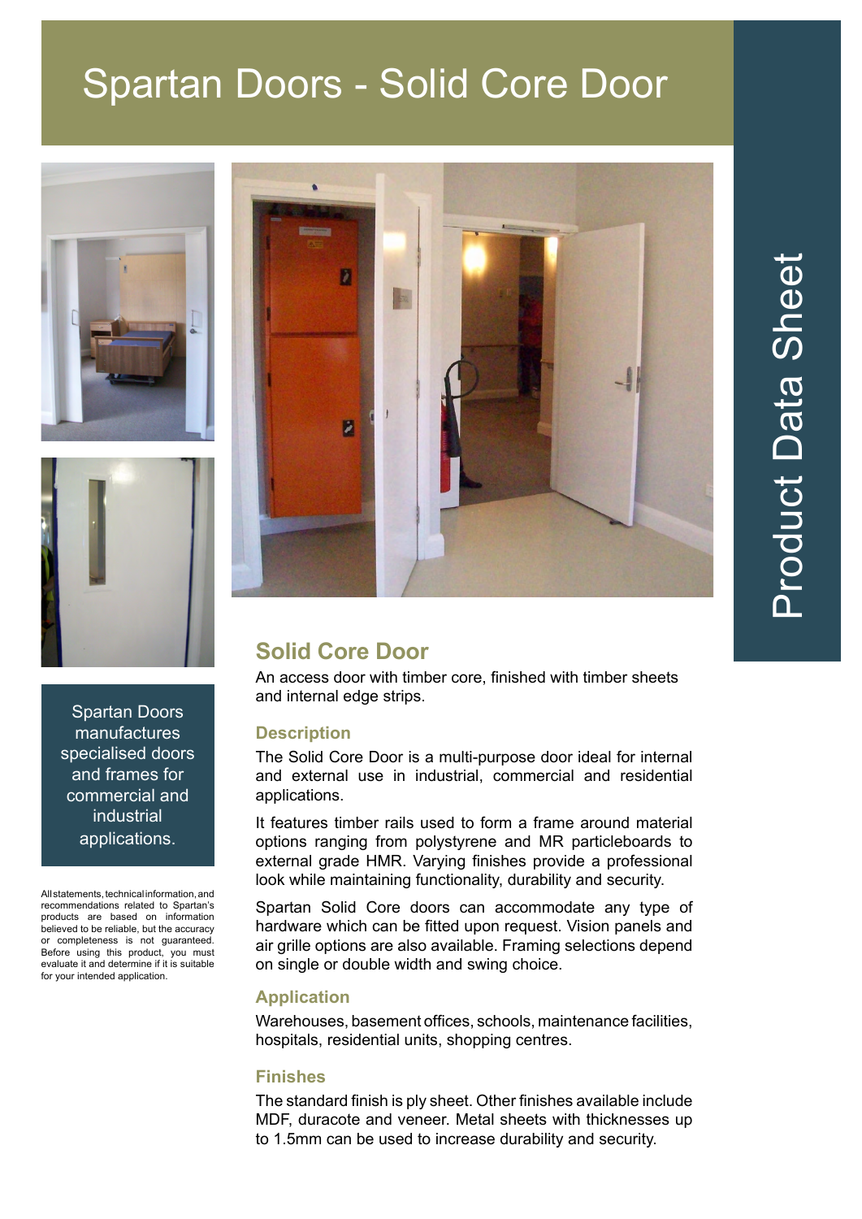# Spartan Doors - Solid Core Door

Product Data Sheet

Spartan Doors manufactures specialised doors and frames for commercial and industrial applications.

All statements, technical information, and recommendations related to Spartan's products are based on information believed to be reliable, but the accuracy or completeness is not guaranteed. Before using this product, you must evaluate it and determine if it is suitable for your intended application.

## Solid Core Door

An access door with timber core, finished with timber sheets and internal edge strips.

### Description

The Solid Core Door is a multi-purpose door ideal for internal and external use in industrial, commercial and residential applications.

It features timber rails used to form a frame around material options ranging from polystyrene and MR particleboards to external grade HMR. Varying finishes provide a professional look while maintaining functionality, durability and security.

Spartan Solid Core doors can accommodate any type of hardware which can be fitted upon request. Vision panels and air grille options are also available. Framing selections depend on single or double width and swing choice.

### Application

Warehouses, basement offices, schools, maintenance facilities, hospitals, residential units, shopping centres.

### Finishes

The standard finish is ply sheet. Other finishes available include MDF, duracote and veneer. Metal sheets with thicknesses up to 1.5mm can be used to increase durability and security.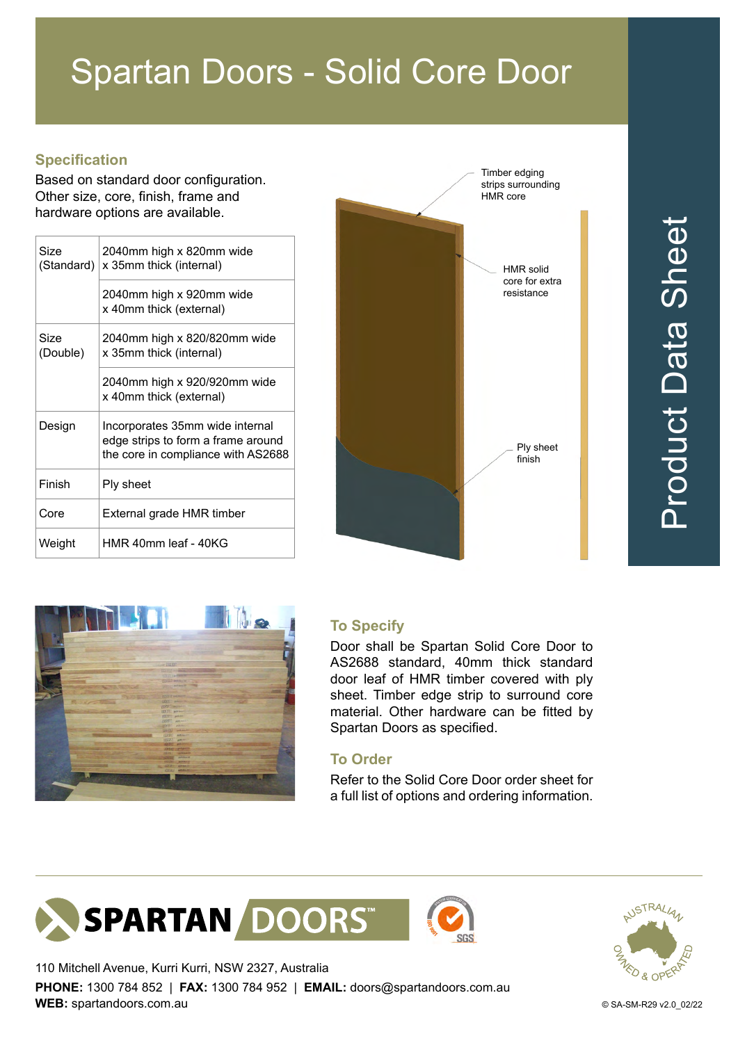# Spartan Doors - Solid Core Door

Product Data Sheet

## Specification

Based on standard door configuration. Other size, core, finish, frame and hardware options are available.

| | |
|---|---|
| Size (Standard) | 2040mm high x 820mm wide x 35mm thick (internal) |
| | 2040mm high x 920mm wide x 40mm thick (external) |
| Size (Double) | 2040mm high x 820/820mm wide x 35mm thick (internal) |
| | 2040mm high x 920/920mm wide x 40mm thick (external) |
| Design | Incorporates 35mm wide internal edge strips to form a frame around the core in compliance with AS2688 |
| Finish | Ply sheet |
| Core | External grade HMR timber |
| Weight | HMR 40mm leaf - 40KG |

Timber edging strips surrounding HMR core

HMR solid core for extra resistance

Ply sheet finish

## To Specify

Door shall be Spartan Solid Core Door to AS2688 standard, 40mm thick standard door leaf of HMR timber covered with ply sheet. Timber edge strip to surround core material. Other hardware can be fitted by Spartan Doors as specified.

## To Order

Refer to the Solid Core Door order sheet for a full list of options and ordering information.

SPARTAN DOORS™

110 Mitchell Avenue, Kurri Kurri, NSW 2327, Australia

**PHONE:** 1300 784 852 | **FAX:** 1300 784 952 | **EMAIL:** doors@spartandoors.com.au

**WEB:** spartandoors.com.au

AUSTRALIAN OWNED & OPERATED

© SA-SM-R29 v2.0_02/22